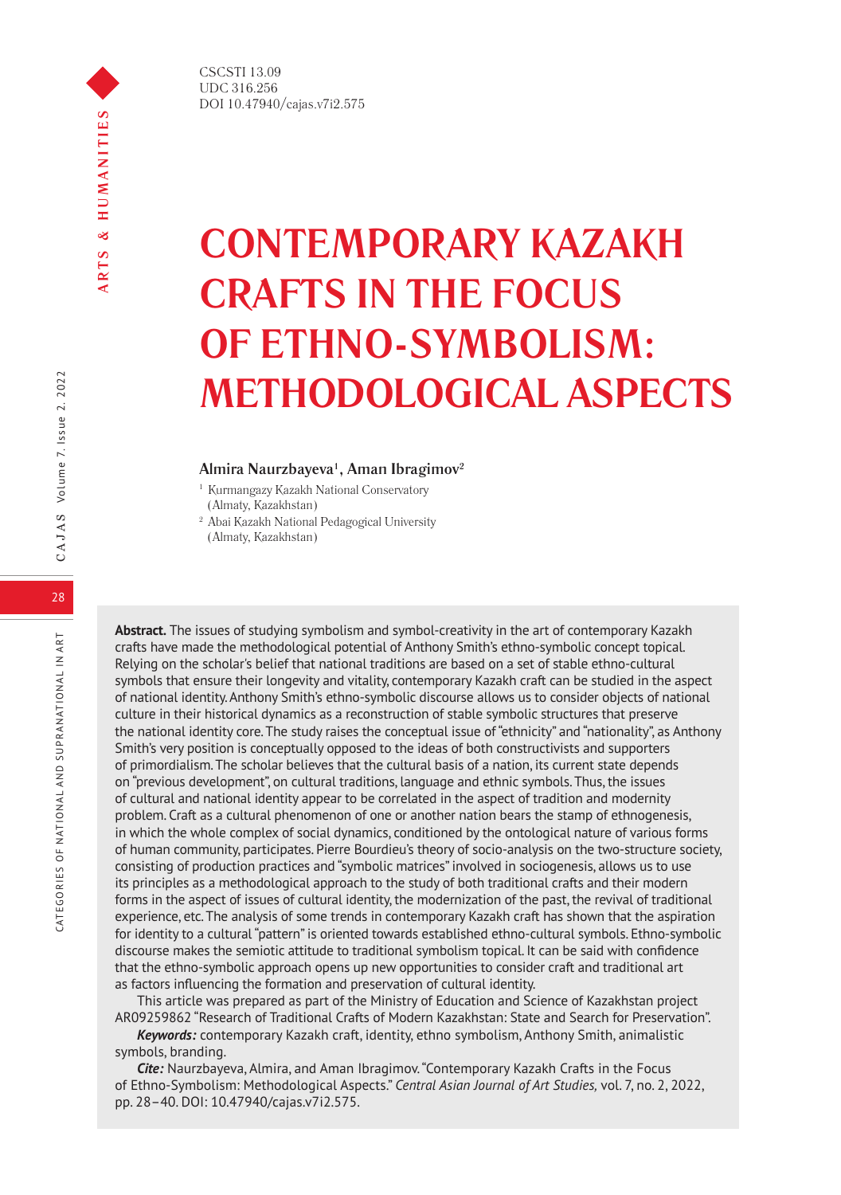CSCSTI 13.09
UDC 316.256
DOI 10.47940/cajas.v7i2.575

# CONTEMPORARY KAZAKH CRAFTS IN THE FOCUS OF ETHNO-SYMBOLISM: METHODOLOGICAL ASPECTS

**Almira Naurzbayeva[1], Aman Ibragimov[2]**

[1] Kurmangazy Kazakh National Conservatory (Almaty, Kazakhstan)

[2] Abai Kazakh National Pedagogical University (Almaty, Kazakhstan)

**Abstract.** The issues of studying symbolism and symbol-creativity in the art of contemporary Kazakh crafts have made the methodological potential of Anthony Smith's ethno-symbolic concept topical. Relying on the scholar's belief that national traditions are based on a set of stable ethno-cultural symbols that ensure their longevity and vitality, contemporary Kazakh craft can be studied in the aspect of national identity. Anthony Smith's ethno-symbolic discourse allows us to consider objects of national culture in their historical dynamics as a reconstruction of stable symbolic structures that preserve the national identity core. The study raises the conceptual issue of "ethnicity" and "nationality", as Anthony Smith's very position is conceptually opposed to the ideas of both constructivists and supporters of primordialism. The scholar believes that the cultural basis of a nation, its current state depends on "previous development", on cultural traditions, language and ethnic symbols. Thus, the issues of cultural and national identity appear to be correlated in the aspect of tradition and modernity problem. Craft as a cultural phenomenon of one or another nation bears the stamp of ethnogenesis, in which the whole complex of social dynamics, conditioned by the ontological nature of various forms of human community, participates. Pierre Bourdieu's theory of socio-analysis on the two-structure society, consisting of production practices and "symbolic matrices" involved in sociogenesis, allows us to use its principles as a methodological approach to the study of both traditional crafts and their modern forms in the aspect of issues of cultural identity, the modernization of the past, the revival of traditional experience, etc. The analysis of some trends in contemporary Kazakh craft has shown that the aspiration for identity to a cultural "pattern" is oriented towards established ethno-cultural symbols. Ethno-symbolic discourse makes the semiotic attitude to traditional symbolism topical. It can be said with confidence that the ethno-symbolic approach opens up new opportunities to consider craft and traditional art as factors influencing the formation and preservation of cultural identity.

This article was prepared as part of the Ministry of Education and Science of Kazakhstan project AR09259862 "Research of Traditional Crafts of Modern Kazakhstan: State and Search for Preservation".

***Keywords:*** contemporary Kazakh craft, identity, ethno symbolism, Anthony Smith, animalistic symbols, branding.

***Cite:*** Naurzbayeva, Almira, and Aman Ibragimov. "Contemporary Kazakh Crafts in the Focus of Ethno-Symbolism: Methodological Aspects." *Central Asian Journal of Art Studies,* vol. 7, no. 2, 2022, pp. 28–40. DOI: 10.47940/cajas.v7i2.575.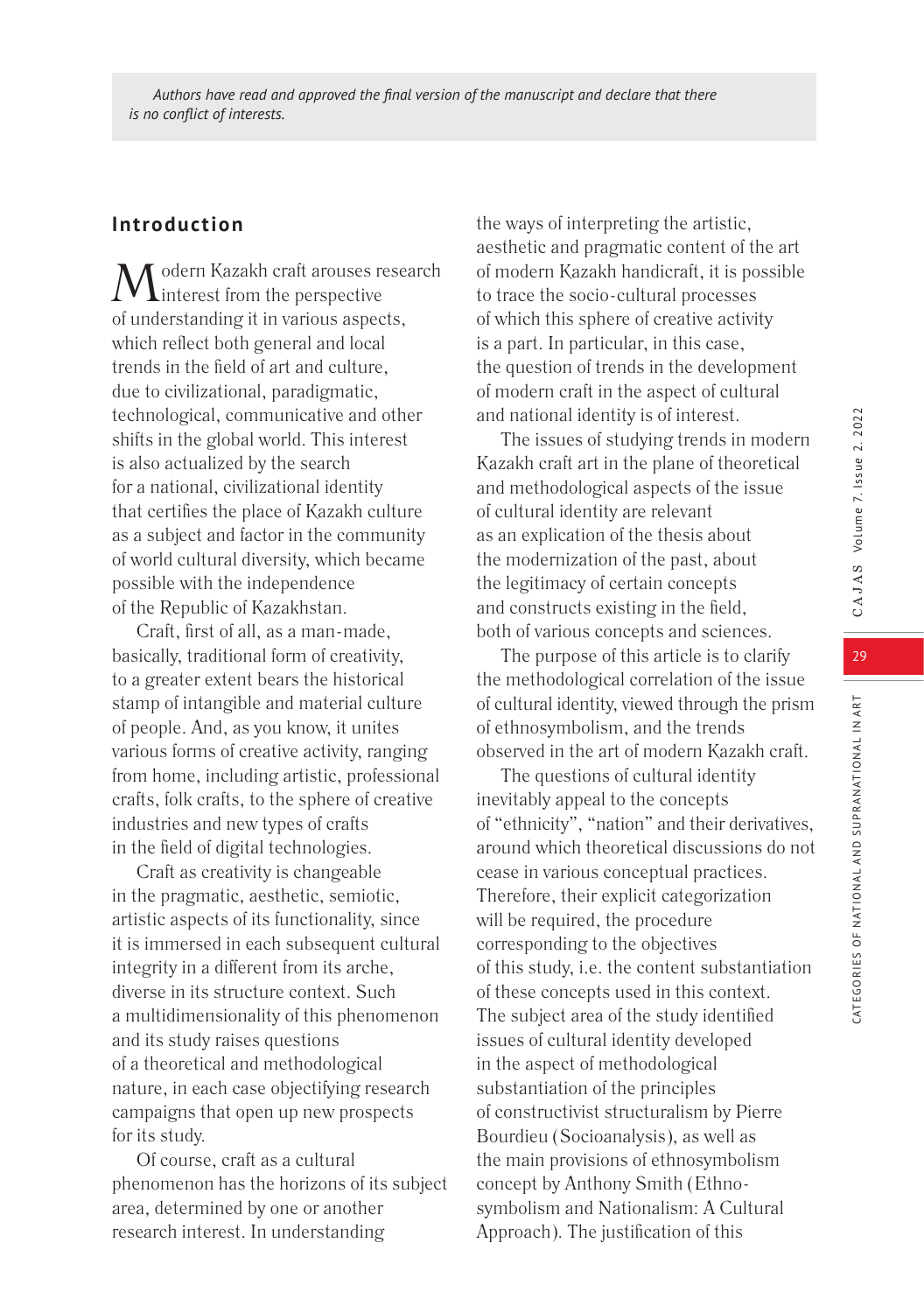*Authors have read and approved the final version of the manuscript and declare that there is no conflict of interests.*

## Introduction

Modern Kazakh craft arouses research interest from the perspective of understanding it in various aspects, which reflect both general and local trends in the field of art and culture, due to civilizational, paradigmatic, technological, communicative and other shifts in the global world. This interest is also actualized by the search for a national, civilizational identity that certifies the place of Kazakh culture as a subject and factor in the community of world cultural diversity, which became possible with the independence of the Republic of Kazakhstan.

Craft, first of all, as a man-made, basically, traditional form of creativity, to a greater extent bears the historical stamp of intangible and material culture of people. And, as you know, it unites various forms of creative activity, ranging from home, including artistic, professional crafts, folk crafts, to the sphere of creative industries and new types of crafts in the field of digital technologies.

Craft as creativity is changeable in the pragmatic, aesthetic, semiotic, artistic aspects of its functionality, since it is immersed in each subsequent cultural integrity in a different from its arche, diverse in its structure context. Such a multidimensionality of this phenomenon and its study raises questions of a theoretical and methodological nature, in each case objectifying research campaigns that open up new prospects for its study.

Of course, craft as a cultural phenomenon has the horizons of its subject area, determined by one or another research interest. In understanding the ways of interpreting the artistic, aesthetic and pragmatic content of the art of modern Kazakh handicraft, it is possible to trace the socio-cultural processes of which this sphere of creative activity is a part. In particular, in this case, the question of trends in the development of modern craft in the aspect of cultural and national identity is of interest.

The issues of studying trends in modern Kazakh craft art in the plane of theoretical and methodological aspects of the issue of cultural identity are relevant as an explication of the thesis about the modernization of the past, about the legitimacy of certain concepts and constructs existing in the field, both of various concepts and sciences.

The purpose of this article is to clarify the methodological correlation of the issue of cultural identity, viewed through the prism of ethnosymbolism, and the trends observed in the art of modern Kazakh craft.

The questions of cultural identity inevitably appeal to the concepts of “ethnicity”, “nation” and their derivatives, around which theoretical discussions do not cease in various conceptual practices. Therefore, their explicit categorization will be required, the procedure corresponding to the objectives of this study, i.e. the content substantiation of these concepts used in this context. The subject area of the study identified issues of cultural identity developed in the aspect of methodological substantiation of the principles of constructivist structuralism by Pierre Bourdieu (Socioanalysis), as well as the main provisions of ethnosymbolism concept by Anthony Smith (Ethno-symbolism and Nationalism: A Cultural Approach). The justification of this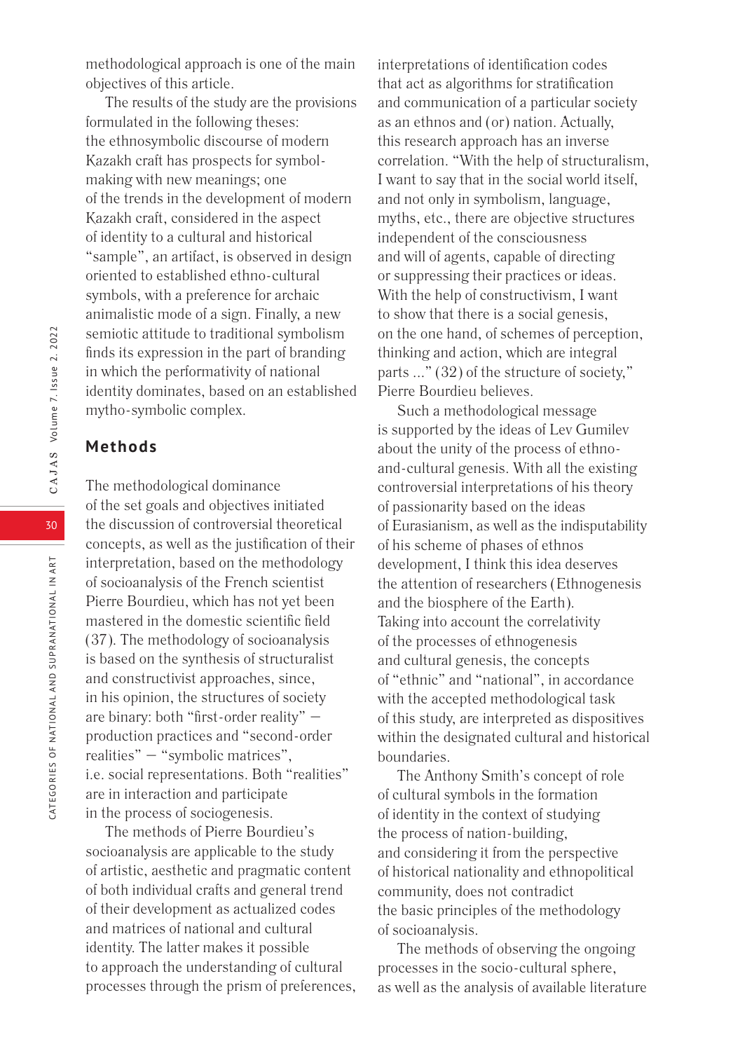methodological approach is one of the main objectives of this article.

The results of the study are the provisions formulated in the following theses: the ethnosymbolic discourse of modern Kazakh craft has prospects for symbol-making with new meanings; one of the trends in the development of modern Kazakh craft, considered in the aspect of identity to a cultural and historical "sample", an artifact, is observed in design oriented to established ethno-cultural symbols, with a preference for archaic animalistic mode of a sign. Finally, a new semiotic attitude to traditional symbolism finds its expression in the part of branding in which the performativity of national identity dominates, based on an established mytho-symbolic complex.

## Methods

The methodological dominance of the set goals and objectives initiated the discussion of controversial theoretical concepts, as well as the justification of their interpretation, based on the methodology of socioanalysis of the French scientist Pierre Bourdieu, which has not yet been mastered in the domestic scientific field (37). The methodology of socioanalysis is based on the synthesis of structuralist and constructivist approaches, since, in his opinion, the structures of society are binary: both "first-order reality" — production practices and "second-order realities" — "symbolic matrices", i.e. social representations. Both "realities" are in interaction and participate in the process of sociogenesis.

The methods of Pierre Bourdieu's socioanalysis are applicable to the study of artistic, aesthetic and pragmatic content of both individual crafts and general trend of their development as actualized codes and matrices of national and cultural identity. The latter makes it possible to approach the understanding of cultural processes through the prism of preferences, interpretations of identification codes that act as algorithms for stratification and communication of a particular society as an ethnos and (or) nation. Actually, this research approach has an inverse correlation. "With the help of structuralism, I want to say that in the social world itself, and not only in symbolism, language, myths, etc., there are objective structures independent of the consciousness and will of agents, capable of directing or suppressing their practices or ideas. With the help of constructivism, I want to show that there is a social genesis, on the one hand, of schemes of perception, thinking and action, which are integral parts ..." (32) of the structure of society," Pierre Bourdieu believes.

Such a methodological message is supported by the ideas of Lev Gumilev about the unity of the process of ethno-and-cultural genesis. With all the existing controversial interpretations of his theory of passionarity based on the ideas of Eurasianism, as well as the indisputability of his scheme of phases of ethnos development, I think this idea deserves the attention of researchers (Ethnogenesis and the biosphere of the Earth). Taking into account the correlativity of the processes of ethnogenesis and cultural genesis, the concepts of "ethnic" and "national", in accordance with the accepted methodological task of this study, are interpreted as dispositives within the designated cultural and historical boundaries.

The Anthony Smith's concept of role of cultural symbols in the formation of identity in the context of studying the process of nation-building, and considering it from the perspective of historical nationality and ethnopolitical community, does not contradict the basic principles of the methodology of socioanalysis.

The methods of observing the ongoing processes in the socio-cultural sphere, as well as the analysis of available literature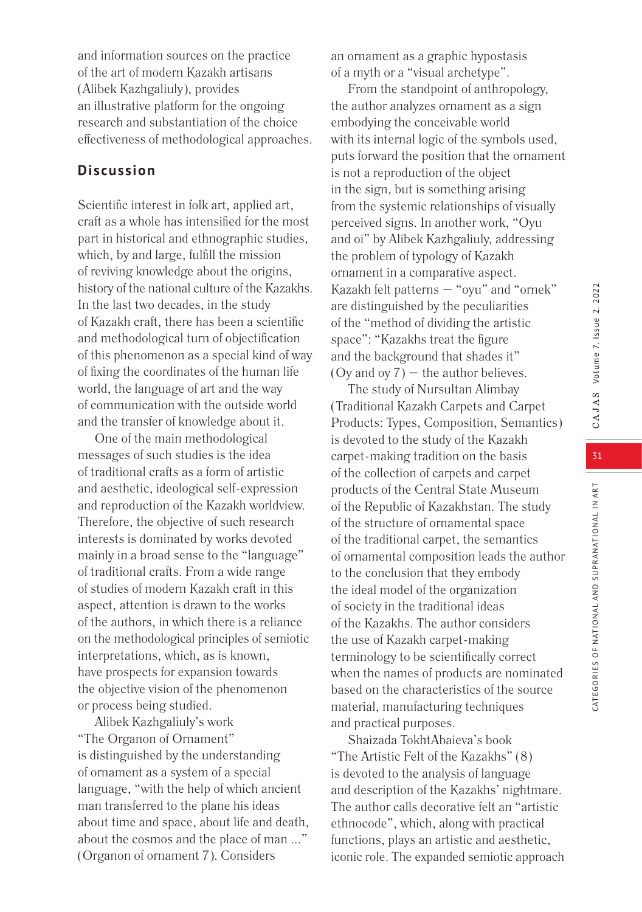and information sources on the practice of the art of modern Kazakh artisans (Alibek Kazhgaliuly), provides an illustrative platform for the ongoing research and substantiation of the choice effectiveness of methodological approaches.

## Discussion

Scientific interest in folk art, applied art, craft as a whole has intensified for the most part in historical and ethnographic studies, which, by and large, fulfill the mission of reviving knowledge about the origins, history of the national culture of the Kazakhs. In the last two decades, in the study of Kazakh craft, there has been a scientific and methodological turn of objectification of this phenomenon as a special kind of way of fixing the coordinates of the human life world, the language of art and the way of communication with the outside world and the transfer of knowledge about it.

One of the main methodological messages of such studies is the idea of traditional crafts as a form of artistic and aesthetic, ideological self-expression and reproduction of the Kazakh worldview. Therefore, the objective of such research interests is dominated by works devoted mainly in a broad sense to the "language" of traditional crafts. From a wide range of studies of modern Kazakh craft in this aspect, attention is drawn to the works of the authors, in which there is a reliance on the methodological principles of semiotic interpretations, which, as is known, have prospects for expansion towards the objective vision of the phenomenon or process being studied.

Alibek Kazhgaliuly's work "The Organon of Ornament" is distinguished by the understanding of ornament as a system of a special language, "with the help of which ancient man transferred to the plane his ideas about time and space, about life and death, about the cosmos and the place of man ..." (Organon of ornament 7). Considers an ornament as a graphic hypostasis of a myth or a "visual archetype".

From the standpoint of anthropology, the author analyzes ornament as a sign embodying the conceivable world with its internal logic of the symbols used, puts forward the position that the ornament is not a reproduction of the object in the sign, but is something arising from the systemic relationships of visually perceived signs. In another work, "Oyu and oi" by Alibek Kazhgaliuly, addressing the problem of typology of Kazakh ornament in a comparative aspect. Kazakh felt patterns – "oyu" and "ornek" are distinguished by the peculiarities of the "method of dividing the artistic space": "Kazakhs treat the figure and the background that shades it" (Oy and oy 7) – the author believes.

The study of Nursultan Alimbay (Traditional Kazakh Carpets and Carpet Products: Types, Composition, Semantics) is devoted to the study of the Kazakh carpet-making tradition on the basis of the collection of carpets and carpet products of the Central State Museum of the Republic of Kazakhstan. The study of the structure of ornamental space of the traditional carpet, the semantics of ornamental composition leads the author to the conclusion that they embody the ideal model of the organization of society in the traditional ideas of the Kazakhs. The author considers the use of Kazakh carpet-making terminology to be scientifically correct when the names of products are nominated based on the characteristics of the source material, manufacturing techniques and practical purposes.

Shaizada TokhtAbaieva's book "The Artistic Felt of the Kazakhs" (8) is devoted to the analysis of language and description of the Kazakhs' nightmare. The author calls decorative felt an "artistic ethnocode", which, along with practical functions, plays an artistic and aesthetic, iconic role. The expanded semiotic approach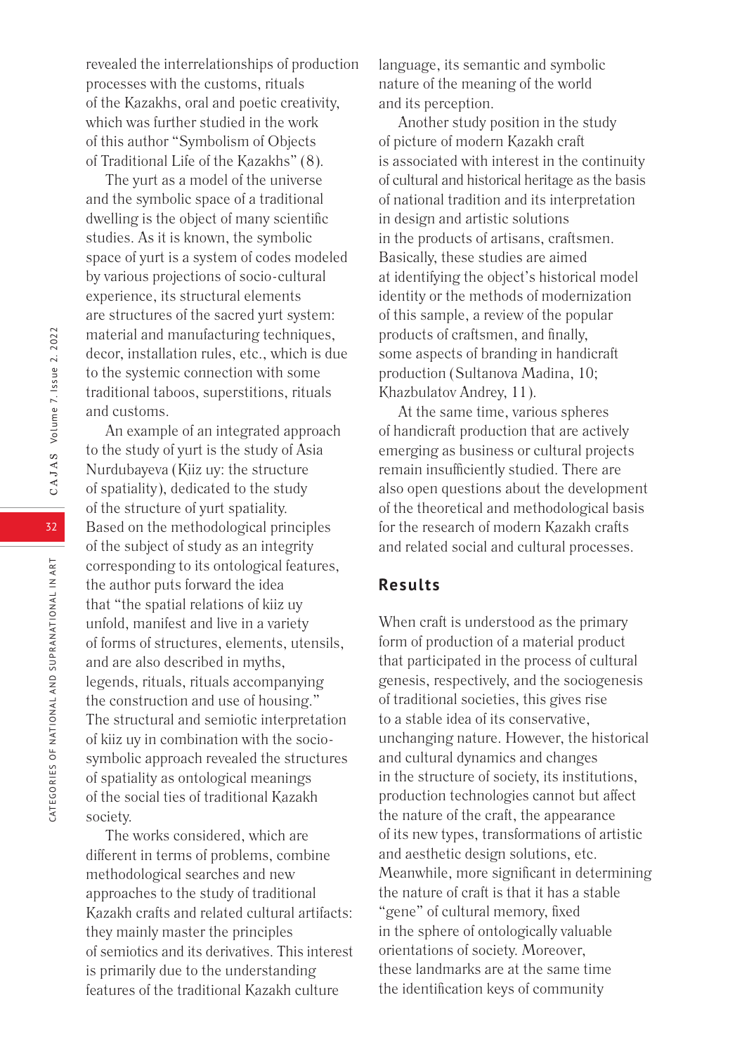revealed the interrelationships of production processes with the customs, rituals of the Kazakhs, oral and poetic creativity, which was further studied in the work of this author "Symbolism of Objects of Traditional Life of the Kazakhs" (8).

The yurt as a model of the universe and the symbolic space of a traditional dwelling is the object of many scientific studies. As it is known, the symbolic space of yurt is a system of codes modeled by various projections of socio-cultural experience, its structural elements are structures of the sacred yurt system: material and manufacturing techniques, decor, installation rules, etc., which is due to the systemic connection with some traditional taboos, superstitions, rituals and customs.

An example of an integrated approach to the study of yurt is the study of Asia Nurdubayeva (Kiiz uy: the structure of spatiality), dedicated to the study of the structure of yurt spatiality. Based on the methodological principles of the subject of study as an integrity corresponding to its ontological features, the author puts forward the idea that "the spatial relations of kiiz uy unfold, manifest and live in a variety of forms of structures, elements, utensils, and are also described in myths, legends, rituals, rituals accompanying the construction and use of housing." The structural and semiotic interpretation of kiiz uy in combination with the socio-symbolic approach revealed the structures of spatiality as ontological meanings of the social ties of traditional Kazakh society.

The works considered, which are different in terms of problems, combine methodological searches and new approaches to the study of traditional Kazakh crafts and related cultural artifacts: they mainly master the principles of semiotics and its derivatives. This interest is primarily due to the understanding features of the traditional Kazakh culture language, its semantic and symbolic nature of the meaning of the world and its perception.

Another study position in the study of picture of modern Kazakh craft is associated with interest in the continuity of cultural and historical heritage as the basis of national tradition and its interpretation in design and artistic solutions in the products of artisans, craftsmen. Basically, these studies are aimed at identifying the object's historical model identity or the methods of modernization of this sample, a review of the popular products of craftsmen, and finally, some aspects of branding in handicraft production (Sultanova Madina, 10; Khazbulatov Andrey, 11).

At the same time, various spheres of handicraft production that are actively emerging as business or cultural projects remain insufficiently studied. There are also open questions about the development of the theoretical and methodological basis for the research of modern Kazakh crafts and related social and cultural processes.

## Results

When craft is understood as the primary form of production of a material product that participated in the process of cultural genesis, respectively, and the sociogenesis of traditional societies, this gives rise to a stable idea of its conservative, unchanging nature. However, the historical and cultural dynamics and changes in the structure of society, its institutions, production technologies cannot but affect the nature of the craft, the appearance of its new types, transformations of artistic and aesthetic design solutions, etc. Meanwhile, more significant in determining the nature of craft is that it has a stable "gene" of cultural memory, fixed in the sphere of ontologically valuable orientations of society. Moreover, these landmarks are at the same time the identification keys of community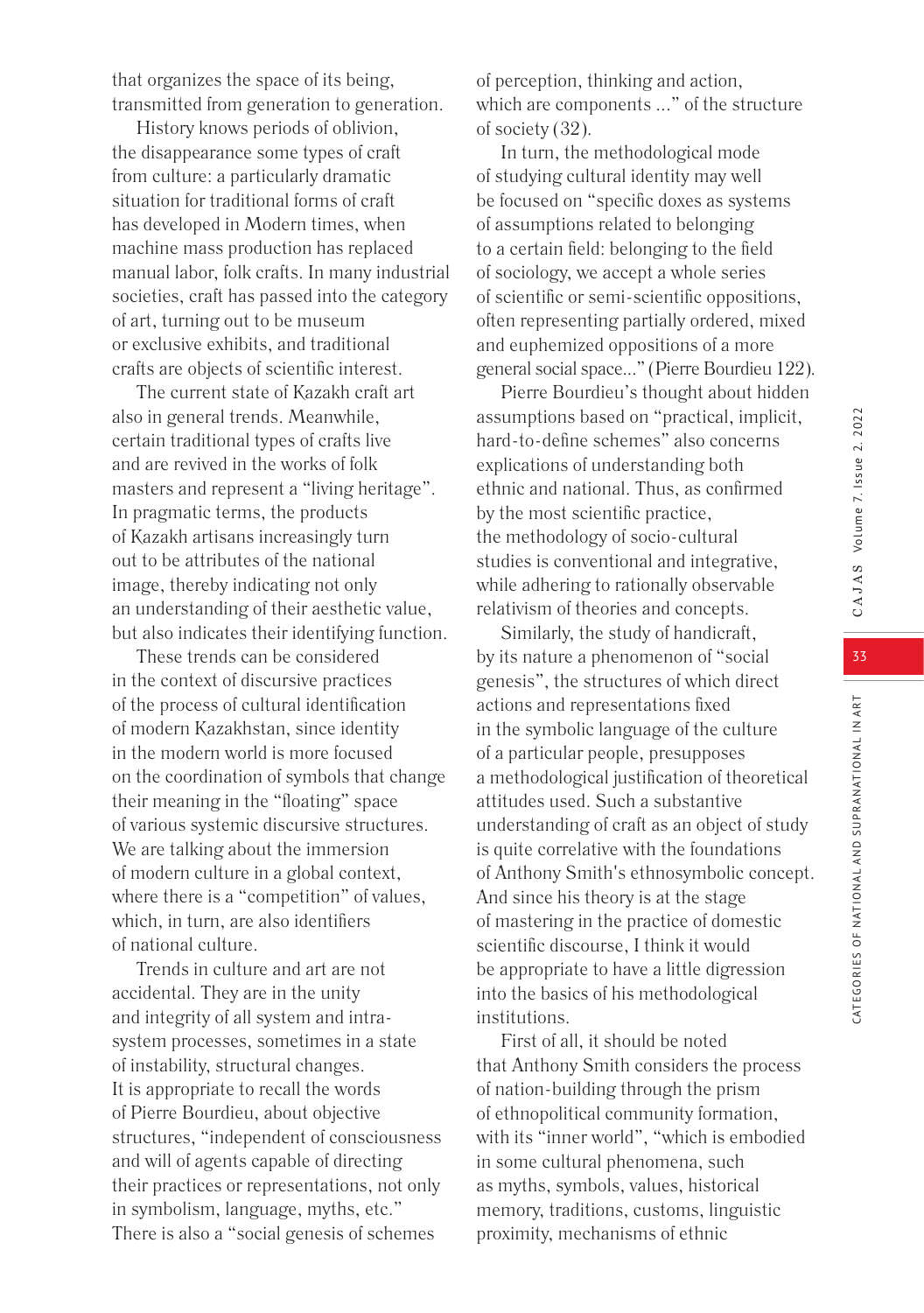that organizes the space of its being, transmitted from generation to generation.

History knows periods of oblivion, the disappearance some types of craft from culture: a particularly dramatic situation for traditional forms of craft has developed in Modern times, when machine mass production has replaced manual labor, folk crafts. In many industrial societies, craft has passed into the category of art, turning out to be museum or exclusive exhibits, and traditional crafts are objects of scientific interest.

The current state of Kazakh craft art also in general trends. Meanwhile, certain traditional types of crafts live and are revived in the works of folk masters and represent a "living heritage". In pragmatic terms, the products of Kazakh artisans increasingly turn out to be attributes of the national image, thereby indicating not only an understanding of their aesthetic value, but also indicates their identifying function.

These trends can be considered in the context of discursive practices of the process of cultural identification of modern Kazakhstan, since identity in the modern world is more focused on the coordination of symbols that change their meaning in the "floating" space of various systemic discursive structures. We are talking about the immersion of modern culture in a global context, where there is a "competition" of values, which, in turn, are also identifiers of national culture.

Trends in culture and art are not accidental. They are in the unity and integrity of all system and intra-system processes, sometimes in a state of instability, structural changes. It is appropriate to recall the words of Pierre Bourdieu, about objective structures, "independent of consciousness and will of agents capable of directing their practices or representations, not only in symbolism, language, myths, etc." There is also a "social genesis of schemes of perception, thinking and action, which are components ..." of the structure of society (32).

In turn, the methodological mode of studying cultural identity may well be focused on "specific doxes as systems of assumptions related to belonging to a certain field: belonging to the field of sociology, we accept a whole series of scientific or semi-scientific oppositions, often representing partially ordered, mixed and euphemized oppositions of a more general social space..." (Pierre Bourdieu 122).

Pierre Bourdieu's thought about hidden assumptions based on "practical, implicit, hard-to-define schemes" also concerns explications of understanding both ethnic and national. Thus, as confirmed by the most scientific practice, the methodology of socio-cultural studies is conventional and integrative, while adhering to rationally observable relativism of theories and concepts.

Similarly, the study of handicraft, by its nature a phenomenon of "social genesis", the structures of which direct actions and representations fixed in the symbolic language of the culture of a particular people, presupposes a methodological justification of theoretical attitudes used. Such a substantive understanding of craft as an object of study is quite correlative with the foundations of Anthony Smith's ethnosymbolic concept. And since his theory is at the stage of mastering in the practice of domestic scientific discourse, I think it would be appropriate to have a little digression into the basics of his methodological institutions.

First of all, it should be noted that Anthony Smith considers the process of nation-building through the prism of ethnopolitical community formation, with its "inner world", "which is embodied in some cultural phenomena, such as myths, symbols, values, historical memory, traditions, customs, linguistic proximity, mechanisms of ethnic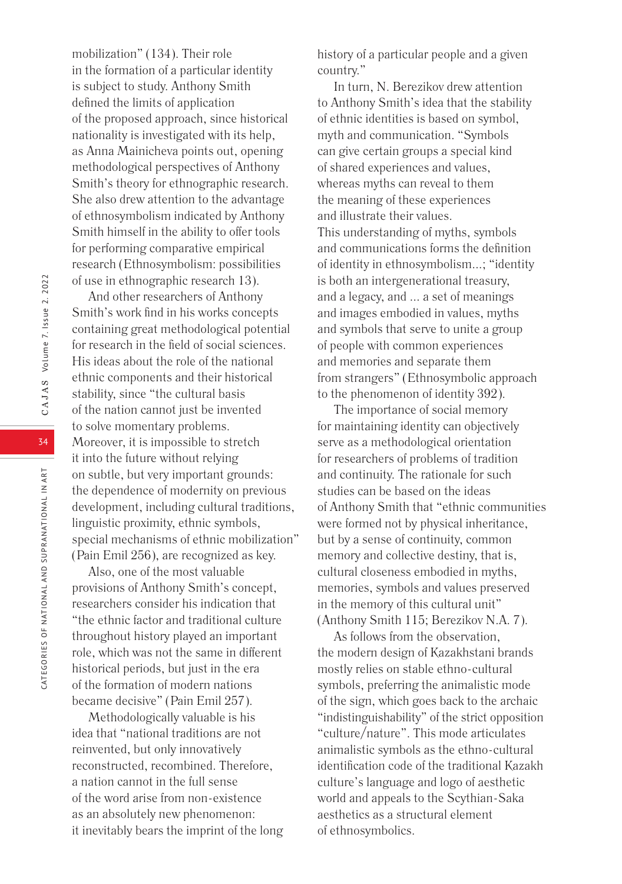mobilization" (134). Their role in the formation of a particular identity is subject to study. Anthony Smith defined the limits of application of the proposed approach, since historical nationality is investigated with its help, as Anna Mainicheva points out, opening methodological perspectives of Anthony Smith's theory for ethnographic research. She also drew attention to the advantage of ethnosymbolism indicated by Anthony Smith himself in the ability to offer tools for performing comparative empirical research (Ethnosymbolism: possibilities of use in ethnographic research 13).

And other researchers of Anthony Smith's work find in his works concepts containing great methodological potential for research in the field of social sciences. His ideas about the role of the national ethnic components and their historical stability, since "the cultural basis of the nation cannot just be invented to solve momentary problems. Moreover, it is impossible to stretch it into the future without relying on subtle, but very important grounds: the dependence of modernity on previous development, including cultural traditions, linguistic proximity, ethnic symbols, special mechanisms of ethnic mobilization" (Pain Emil 256), are recognized as key.

Also, one of the most valuable provisions of Anthony Smith's concept, researchers consider his indication that "the ethnic factor and traditional culture throughout history played an important role, which was not the same in different historical periods, but just in the era of the formation of modern nations became decisive" (Pain Emil 257).

Methodologically valuable is his idea that "national traditions are not reinvented, but only innovatively reconstructed, recombined. Therefore, a nation cannot in the full sense of the word arise from non-existence as an absolutely new phenomenon: it inevitably bears the imprint of the long history of a particular people and a given country."

In turn, N. Berezikov drew attention to Anthony Smith's idea that the stability of ethnic identities is based on symbol, myth and communication. "Symbols can give certain groups a special kind of shared experiences and values, whereas myths can reveal to them the meaning of these experiences and illustrate their values. This understanding of myths, symbols and communications forms the definition of identity in ethnosymbolism...; "identity is both an intergenerational treasury, and a legacy, and ... a set of meanings and images embodied in values, myths and symbols that serve to unite a group of people with common experiences and memories and separate them from strangers" (Ethnosymbolic approach to the phenomenon of identity 392).

The importance of social memory for maintaining identity can objectively serve as a methodological orientation for researchers of problems of tradition and continuity. The rationale for such studies can be based on the ideas of Anthony Smith that "ethnic communities were formed not by physical inheritance, but by a sense of continuity, common memory and collective destiny, that is, cultural closeness embodied in myths, memories, symbols and values preserved in the memory of this cultural unit" (Anthony Smith 115; Berezikov N.A. 7).

As follows from the observation, the modern design of Kazakhstani brands mostly relies on stable ethno-cultural symbols, preferring the animalistic mode of the sign, which goes back to the archaic "indistinguishability" of the strict opposition "culture/nature". This mode articulates animalistic symbols as the ethno-cultural identification code of the traditional Kazakh culture's language and logo of aesthetic world and appeals to the Scythian-Saka aesthetics as a structural element of ethnosymbolics.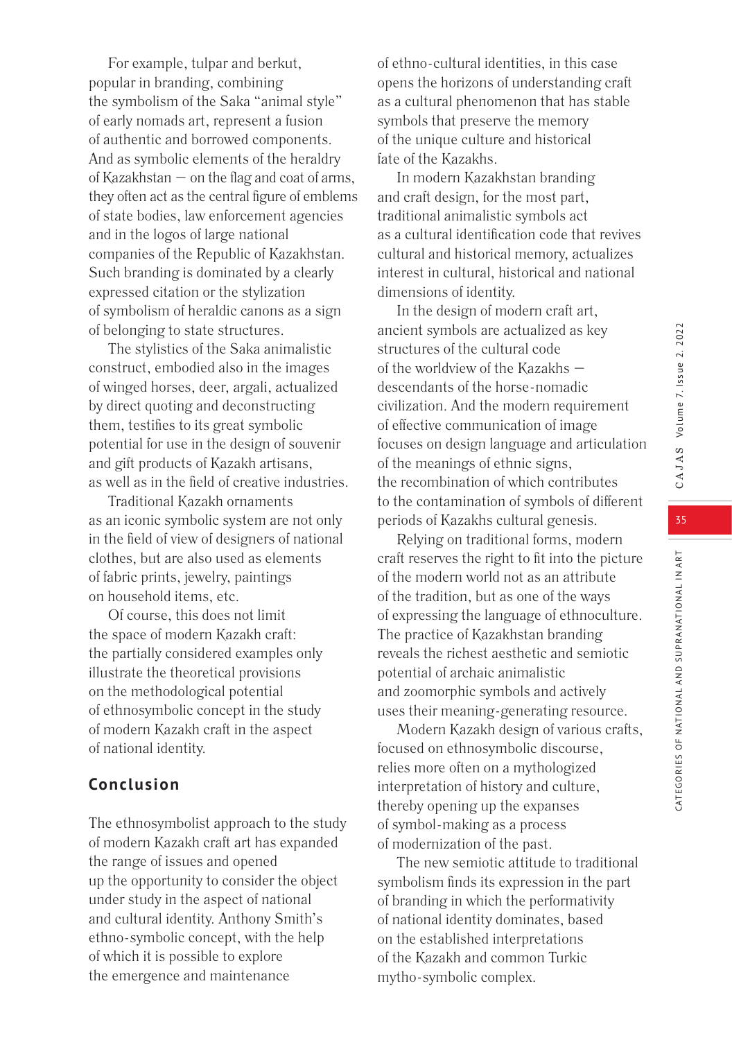For example, tulpar and berkut, popular in branding, combining the symbolism of the Saka "animal style" of early nomads art, represent a fusion of authentic and borrowed components. And as symbolic elements of the heraldry of Kazakhstan — on the flag and coat of arms, they often act as the central figure of emblems of state bodies, law enforcement agencies and in the logos of large national companies of the Republic of Kazakhstan. Such branding is dominated by a clearly expressed citation or the stylization of symbolism of heraldic canons as a sign of belonging to state structures.

The stylistics of the Saka animalistic construct, embodied also in the images of winged horses, deer, argali, actualized by direct quoting and deconstructing them, testifies to its great symbolic potential for use in the design of souvenir and gift products of Kazakh artisans, as well as in the field of creative industries.

Traditional Kazakh ornaments as an iconic symbolic system are not only in the field of view of designers of national clothes, but are also used as elements of fabric prints, jewelry, paintings on household items, etc.

Of course, this does not limit the space of modern Kazakh craft: the partially considered examples only illustrate the theoretical provisions on the methodological potential of ethnosymbolic concept in the study of modern Kazakh craft in the aspect of national identity.

## Conclusion

The ethnosymbolist approach to the study of modern Kazakh craft art has expanded the range of issues and opened up the opportunity to consider the object under study in the aspect of national and cultural identity. Anthony Smith's ethno-symbolic concept, with the help of which it is possible to explore the emergence and maintenance of ethno-cultural identities, in this case opens the horizons of understanding craft as a cultural phenomenon that has stable symbols that preserve the memory of the unique culture and historical fate of the Kazakhs.

In modern Kazakhstan branding and craft design, for the most part, traditional animalistic symbols act as a cultural identification code that revives cultural and historical memory, actualizes interest in cultural, historical and national dimensions of identity.

In the design of modern craft art, ancient symbols are actualized as key structures of the cultural code of the worldview of the Kazakhs — descendants of the horse-nomadic civilization. And the modern requirement of effective communication of image focuses on design language and articulation of the meanings of ethnic signs, the recombination of which contributes to the contamination of symbols of different periods of Kazakhs cultural genesis.

Relying on traditional forms, modern craft reserves the right to fit into the picture of the modern world not as an attribute of the tradition, but as one of the ways of expressing the language of ethnoculture. The practice of Kazakhstan branding reveals the richest aesthetic and semiotic potential of archaic animalistic and zoomorphic symbols and actively uses their meaning-generating resource.

Modern Kazakh design of various crafts, focused on ethnosymbolic discourse, relies more often on a mythologized interpretation of history and culture, thereby opening up the expanses of symbol-making as a process of modernization of the past.

The new semiotic attitude to traditional symbolism finds its expression in the part of branding in which the performativity of national identity dominates, based on the established interpretations of the Kazakh and common Turkic mytho-symbolic complex.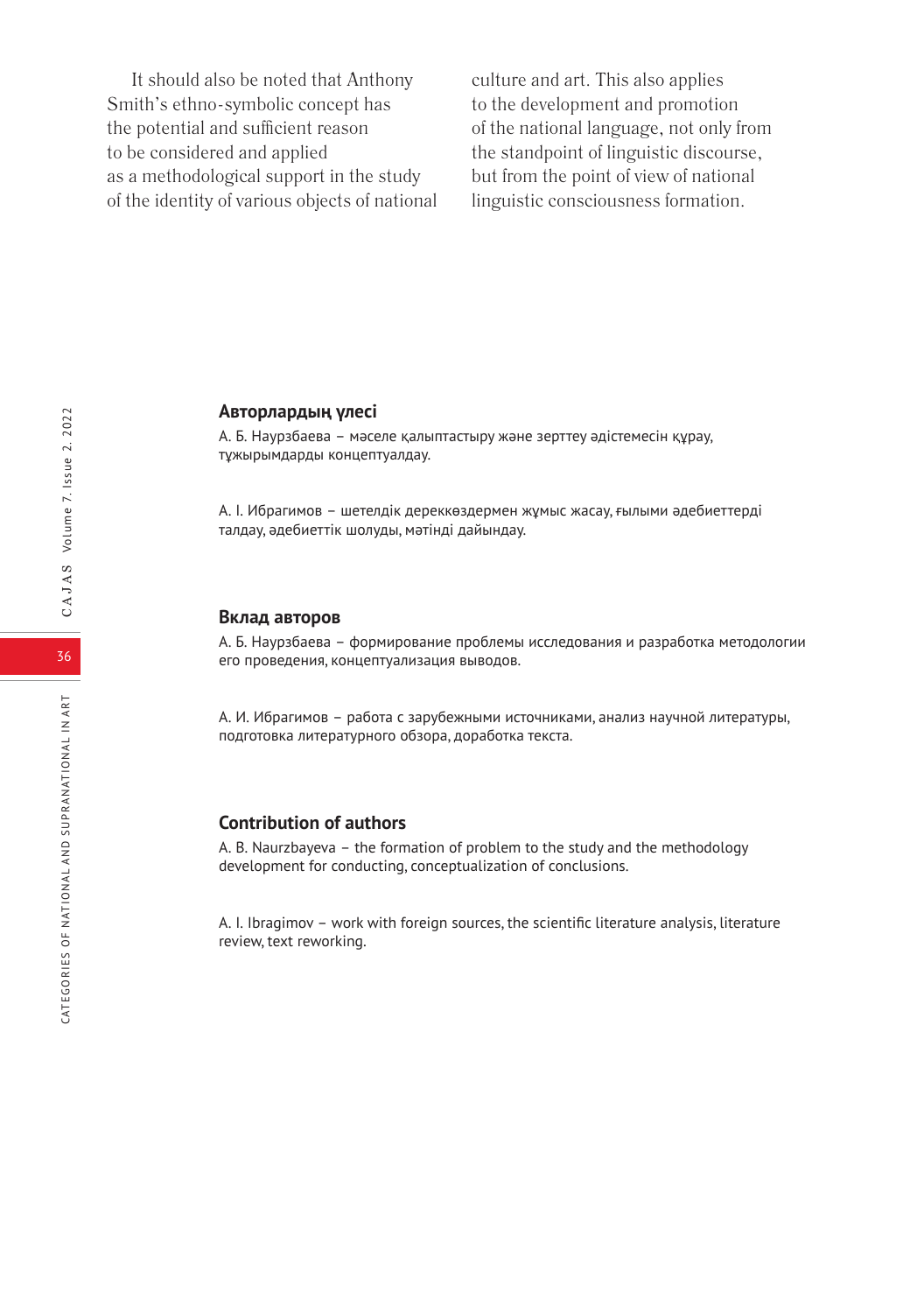It should also be noted that Anthony Smith's ethno-symbolic concept has the potential and sufficient reason to be considered and applied as a methodological support in the study of the identity of various objects of national culture and art. This also applies to the development and promotion of the national language, not only from the standpoint of linguistic discourse, but from the point of view of national linguistic consciousness formation.

### Авторлардың үлесі

А. Б. Наурзбаева – мәселе қалыптастыру және зерттеу әдістемесін құрау, тұжырымдарды концептуалдау.

А. І. Ибрагимов – шетелдік дереккөздермен жұмыс жасау, ғылыми әдебиеттерді талдау, әдебиеттік шолуды, мәтінді дайындау.

### Вклад авторов

А. Б. Наурзбаева – формирование проблемы исследования и разработка методологии его проведения, концептуализация выводов.

А. И. Ибрагимов – работа с зарубежными источниками, анализ научной литературы, подготовка литературного обзора, доработка текста.

### Contribution of authors

A. B. Naurzbayeva – the formation of problem to the study and the methodology development for conducting, conceptualization of conclusions.

A. I. Ibragimov – work with foreign sources, the scientific literature analysis, literature review, text reworking.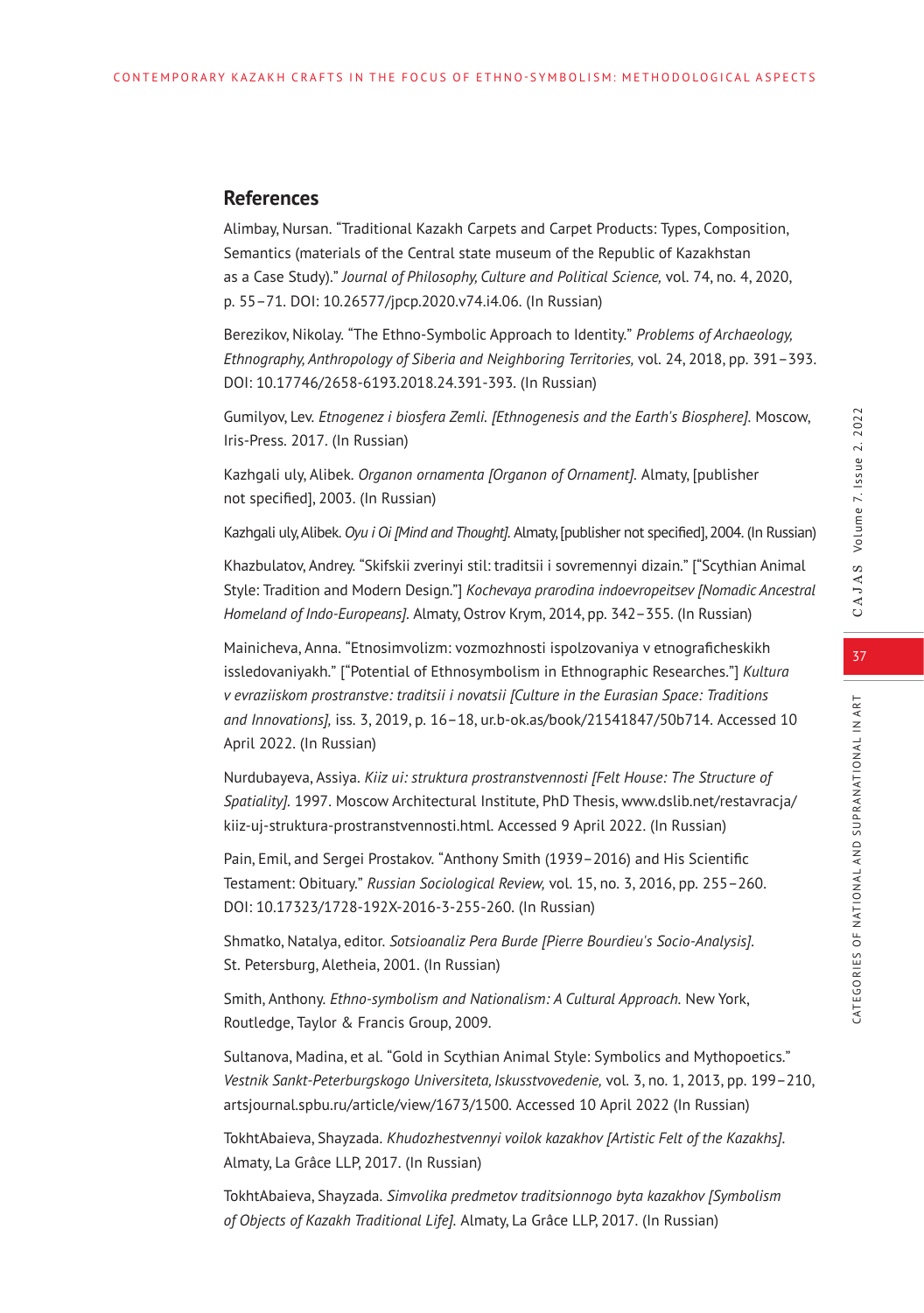## References

Alimbay, Nursan. "Traditional Kazakh Carpets and Carpet Products: Types, Composition, Semantics (materials of the Central state museum of the Republic of Kazakhstan as a Case Study)." *Journal of Philosophy, Culture and Political Science,* vol. 74, no. 4, 2020, p. 55–71. DOI: 10.26577/jpcp.2020.v74.i4.06. (In Russian)

Berezikov, Nikolay. "The Ethno-Symbolic Approach to Identity." *Problems of Archaeology, Ethnography, Anthropology of Siberia and Neighboring Territories,* vol. 24, 2018, pp. 391–393. DOI: 10.17746/2658-6193.2018.24.391-393. (In Russian)

Gumilyov, Lev. *Etnogenez i biosfera Zemli. [Ethnogenesis and the Earth's Biosphere].* Moscow, Iris-Press. 2017. (In Russian)

Kazhgali uly, Alibek. *Organon ornamenta [Organon of Ornament].* Almaty, [publisher not specified], 2003. (In Russian)

Kazhgali uly, Alibek. *Oyu i Oi [Mind and Thought].* Almaty, [publisher not specified], 2004. (In Russian)

Khazbulatov, Andrey. "Skifskii zverinyi stil: traditsii i sovremennyi dizain." ["Scythian Animal Style: Tradition and Modern Design."] *Kochevaya prarodina indoevropeitsev [Nomadic Ancestral Homeland of Indo-Europeans].* Almaty, Ostrov Krym, 2014, pp. 342–355. (In Russian)

Mainicheva, Anna. "Etnosimvolizm: vozmozhnosti ispolzovaniya v etnograficheskikh issledovaniyakh." ["Potential of Ethnosymbolism in Ethnographic Researches."] *Kultura v evraziiskom prostranstve: traditsii i novatsii [Culture in the Eurasian Space: Traditions and Innovations],* iss. 3, 2019, p. 16–18, ur.b-ok.as/book/21541847/50b714. Accessed 10 April 2022. (In Russian)

Nurdubayeva, Assiya. *Kiiz ui: struktura prostranstvennosti [Felt House: The Structure of Spatiality].* 1997. Moscow Architectural Institute, PhD Thesis, www.dslib.net/restavracja/kiiz-uj-struktura-prostranstvennosti.html. Accessed 9 April 2022. (In Russian)

Pain, Emil, and Sergei Prostakov. "Anthony Smith (1939–2016) and His Scientific Testament: Obituary." *Russian Sociological Review,* vol. 15, no. 3, 2016, pp. 255–260. DOI: 10.17323/1728-192X-2016-3-255-260. (In Russian)

Shmatko, Natalya, editor. *Sotsioanaliz Pera Burde [Pierre Bourdieu's Socio-Analysis].* St. Petersburg, Aletheia, 2001. (In Russian)

Smith, Anthony. *Ethno-symbolism and Nationalism: A Cultural Approach.* New York, Routledge, Taylor & Francis Group, 2009.

Sultanova, Madina, et al. "Gold in Scythian Animal Style: Symbolics and Mythopoetics." *Vestnik Sankt-Peterburgskogo Universiteta, Iskusstvovedenie,* vol. 3, no. 1, 2013, pp. 199–210, artsjournal.spbu.ru/article/view/1673/1500. Accessed 10 April 2022 (In Russian)

TokhtAbaieva, Shayzada. *Khudozhestvennyi voilok kazakhov [Artistic Felt of the Kazakhs].* Almaty, La Grâce LLP, 2017. (In Russian)

TokhtAbaieva, Shayzada. *Simvolika predmetov traditsionnogo byta kazakhov [Symbolism of Objects of Kazakh Traditional Life].* Almaty, La Grâce LLP, 2017. (In Russian)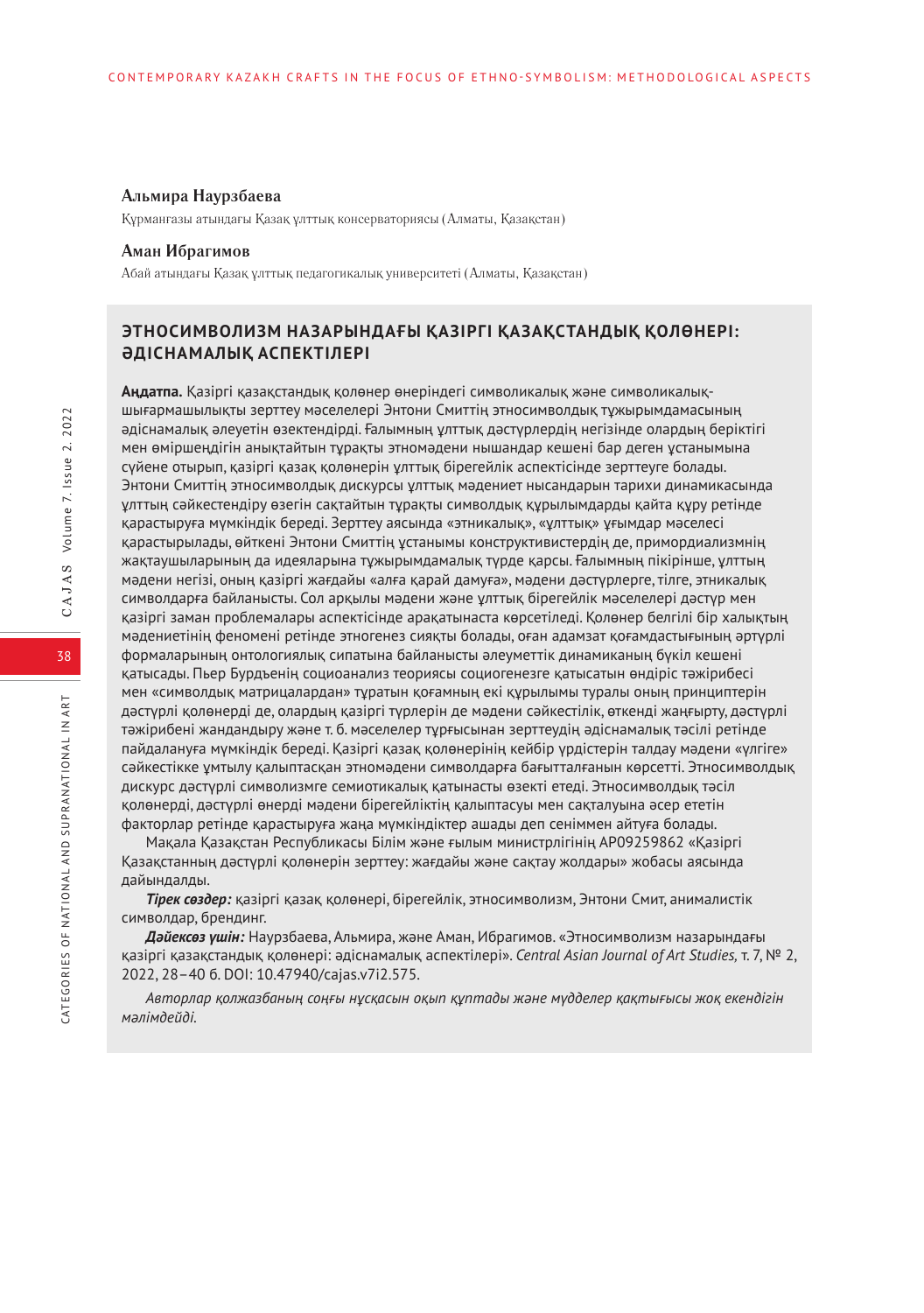**Альмира Наурзбаева**

Құрманғазы атындағы Қазақ ұлттық консерваториясы (Алматы, Қазақстан)

**Аман Ибрагимов**

Абай атындағы Қазақ ұлттық педагогикалық университеті (Алматы, Қазақстан)

## ЭТНОСИМВОЛИЗМ НАЗАРЫНДАҒЫ ҚАЗІРГІ ҚАЗАҚСТАНДЫҚ ҚОЛӨНЕРІ: ӘДІСНАМАЛЫҚ АСПЕКТІЛЕРІ

**Аңдатпа.** Қазіргі қазақстандық қолөнер өнеріндегі символикалық және символикалық-шығармашылықты зерттеу мәселелері Энтони Смиттің этносимволдық тұжырымдамасының әдіснамалық әлеуетін өзектендірді. Ғалымның ұлттық дәстүрлердің негізінде олардың беріктігі мен өміршеңдігін анықтайтын тұрақты этномәдени нышандар кешені бар деген ұстанымына сүйене отырып, қазіргі қазақ қолөнерін ұлттық бірегейлік аспектісінде зерттеуге болады. Энтони Смиттің этносимволдық дискурсы ұлттық мәдениет нысандарын тарихи динамикасында ұлттың сәйкестендіру өзегін сақтайтын тұрақты символдық құрылымдарды қайта құру ретінде қарастыруға мүмкіндік береді. Зерттеу аясында «этникалық», «ұлттық» ұғымдар мәселесі қарастырылады, өйткені Энтони Смиттің ұстанымы конструктивистердің де, примордиализмнің жақтаушыларының да идеяларына тұжырымдамалық түрде қарсы. Ғалымның пікірінше, ұлттың мәдени негізі, оның қазіргі жағдайы «алға қарай дамуға», мәдени дәстүрлерге, тілге, этникалық символдарға байланысты. Сол арқылы мәдени және ұлттық бірегейлік мәселелері дәстүр мен қазіргі заман проблемалары аспектісінде арақатынаста көрсетіледі. Қолөнер белгілі бір халықтың мәдениетінің феномені ретінде этногенез сияқты болады, оған адамзат қоғамдастығының әртүрлі формаларының онтологиялық сипатына байланысты әлеуметтік динамиканың бүкіл кешені қатысады. Пьер Бурдьенің социоанализ теориясы социогенезге қатысатын өндіріс тәжірибесі мен «символдық матрицалардан» тұратын қоғамның екі құрылымы туралы оның принциптерін дәстүрлі қолөнерді де, олардың қазіргі түрлерін де мәдени сәйкестілік, өткенді жаңғырту, дәстүрлі тәжірибені жандандыру және т. б. мәселелер тұрғысынан зерттеудің әдіснамалық тәсілі ретінде пайдалануға мүмкіндік береді. Қазіргі қазақ қолөнерінің кейбір үрдістерін талдау мәдени «үлгіге» сәйкестікке ұмтылу қалыптасқан этномәдени символдарға бағытталғанын көрсетті. Этносимволдық дискурс дәстүрлі символизмге семиотикалық қатынасты өзекті етеді. Этносимволдық тәсіл қолөнерді, дәстүрлі өнерді мәдени бірегейліктің қалыптасуы мен сақталуына әсер ететін факторлар ретінде қарастыруға жаңа мүмкіндіктер ашады деп сеніммен айтуға болады.

Мақала Қазақстан Республикасы Білім және ғылым министрлігінің AP09259862 «Қазіргі Қазақстанның дәстүрлі қолөнерін зерттеу: жағдайы және сақтау жолдары» жобасы аясында дайындалды.

***Тірек сөздер:*** қазіргі қазақ қолөнері, бірегейлік, этносимволизм, Энтони Смит, анималистік символдар, брендинг.

***Дәйексөз үшін:*** Наурзбаева, Альмира, және Аман, Ибрагимов. «Этносимволизм назарындағы қазіргі қазақстандық қолөнері: әдіснамалық аспектілері». *Central Asian Journal of Art Studies,* т. 7, № 2, 2022, 28–40 б. DOI: 10.47940/cajas.v7i2.575.

*Авторлар қолжазбаның соңғы нұсқасын оқып құптады және мүдделер қақтығысы жоқ екендігін мәлімдейді.*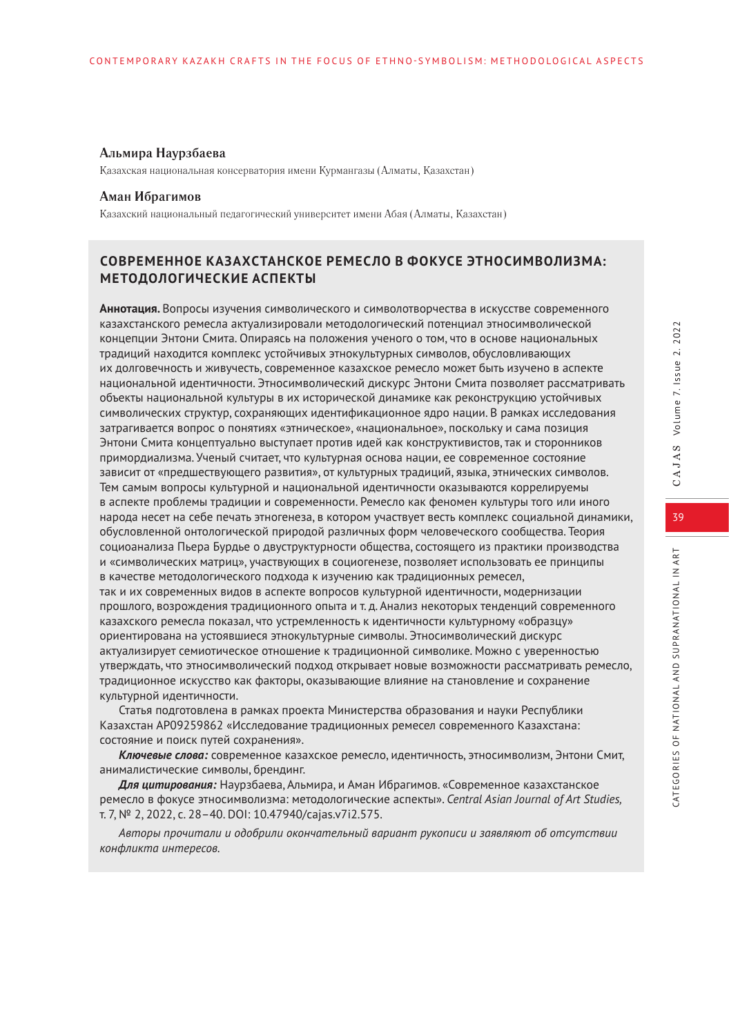**Альмира Наурзбаева**

Казахская национальная консерватория имени Курмангазы (Алматы, Казахстан)

**Аман Ибрагимов**

Казахский национальный педагогический университет имени Абая (Алматы, Казахстан)

## СОВРЕМЕННОЕ КАЗАХСТАНСКОЕ РЕМЕСЛО В ФОКУСЕ ЭТНОСИМВОЛИЗМА: МЕТОДОЛОГИЧЕСКИЕ АСПЕКТЫ

**Аннотация.** Вопросы изучения символического и символотворчества в искусстве современного казахстанского ремесла актуализировали методологический потенциал этносимволической концепции Энтони Смита. Опираясь на положения ученого о том, что в основе национальных традиций находится комплекс устойчивых этнокультурных символов, обусловливающих их долговечность и живучесть, современное казахское ремесло может быть изучено в аспекте национальной идентичности. Этносимволический дискурс Энтони Смита позволяет рассматривать объекты национальной культуры в их исторической динамике как реконструкцию устойчивых символических структур, сохраняющих идентификационное ядро нации. В рамках исследования затрагивается вопрос о понятиях «этническое», «национальное», поскольку и сама позиция Энтони Смита концептуально выступает против идей как конструктивистов, так и сторонников примордиализма. Ученый считает, что культурная основа нации, ее современное состояние зависит от «предшествующего развития», от культурных традиций, языка, этнических символов. Тем самым вопросы культурной и национальной идентичности оказываются коррелируемы в аспекте проблемы традиции и современности. Ремесло как феномен культуры того или иного народа несет на себе печать этногенеза, в котором участвует весь комплекс социальной динамики, обусловленной онтологической природой различных форм человеческого сообщества. Теория социоанализа Пьера Бурдье о двуструктурности общества, состоящего из практики производства и «символических матриц», участвующих в социогенезе, позволяет использовать ее принципы в качестве методологического подхода к изучению как традиционных ремесел, так и их современных видов в аспекте вопросов культурной идентичности, модернизации прошлого, возрождения традиционного опыта и т. д. Анализ некоторых тенденций современного казахского ремесла показал, что устремленность к идентичности культурному «образцу» ориентирована на устоявшиеся этнокультурные символы. Этносимволический дискурс актуализирует семиотическое отношение к традиционной символике. Можно с уверенностью утверждать, что этносимволический подход открывает новые возможности рассматривать ремесло, традиционное искусство как факторы, оказывающие влияние на становление и сохранение культурной идентичности.

Статья подготовлена в рамках проекта Министерства образования и науки Республики Казахстан AP09259862 «Исследование традиционных ремесел современного Казахстана: состояние и поиск путей сохранения».

***Ключевые слова:*** современное казахское ремесло, идентичность, этносимволизм, Энтони Смит, анималистические символы, брендинг.

***Для цитирования:*** Наурзбаева, Альмира, и Аман Ибрагимов. «Современное казахстанское ремесло в фокусе этносимволизма: методологические аспекты». *Central Asian Journal of Art Studies,* т. 7, № 2, 2022, с. 28–40. DOI: 10.47940/cajas.v7i2.575.

*Авторы прочитали и одобрили окончательный вариант рукописи и заявляют об отсутствии конфликта интересов.*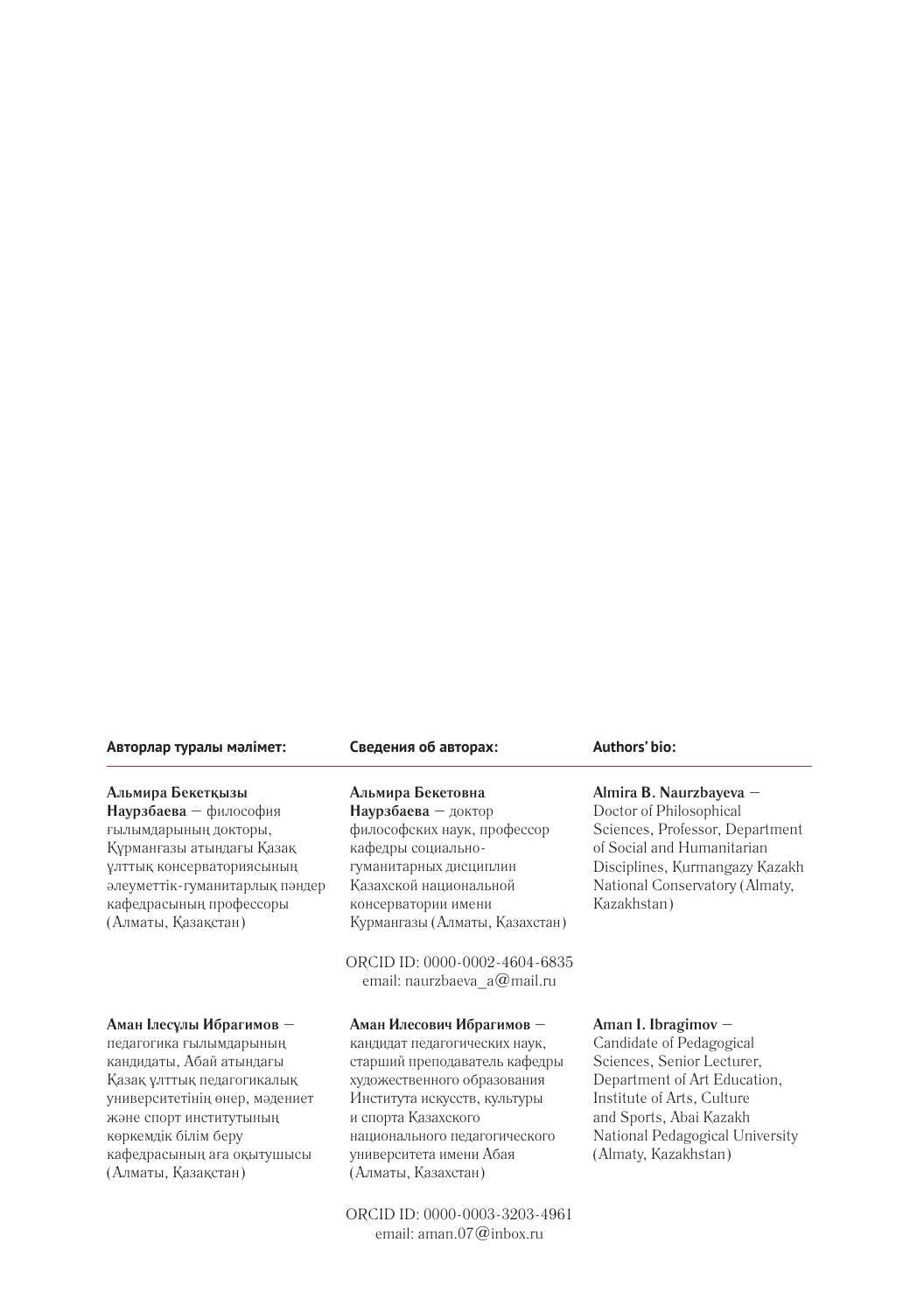**Авторлар туралы мәлімет:**

**Альмира Бекетқызы Наурзбаева** — философия ғылымдарының докторы, Құрманғазы атындағы Қазақ ұлттық консерваториясының әлеуметтік-гуманитарлық пәндер кафедрасының профессоры (Алматы, Қазақстан)

**Аман Ілесұлы Ибрагимов** — педагогика ғылымдарының кандидаты, Абай атындағы Қазақ ұлттық педагогикалық университетінің өнер, мәдениет және спорт институтының көркемдік білім беру кафедрасының аға оқытушысы (Алматы, Қазақстан)

**Сведения об авторах:**

**Альмира Бекетовна Наурзбаева** — доктор философских наук, профессор кафедры социально-гуманитарных дисциплин Казахской национальной консерватории имени Курмангазы (Алматы, Казахстан)

ORCID ID: 0000-0002-4604-6835
email: naurzbaeva_a@mail.ru

**Аман Илесович Ибрагимов** — кандидат педагогических наук, старший преподаватель кафедры художественного образования Института искусств, культуры и спорта Казахского национального педагогического университета имени Абая (Алматы, Казахстан)

ORCID ID: 0000-0003-3203-4961
email: aman.07@inbox.ru

**Authors' bio:**

**Almira B. Naurzbayeva** — Doctor of Philosophical Sciences, Professor, Department of Social and Humanitarian Disciplines, Kurmangazy Kazakh National Conservatory (Almaty, Kazakhstan)

**Aman I. Ibragimov** — Candidate of Pedagogical Sciences, Senior Lecturer, Department of Art Education, Institute of Arts, Culture and Sports, Abai Kazakh National Pedagogical University (Almaty, Kazakhstan)